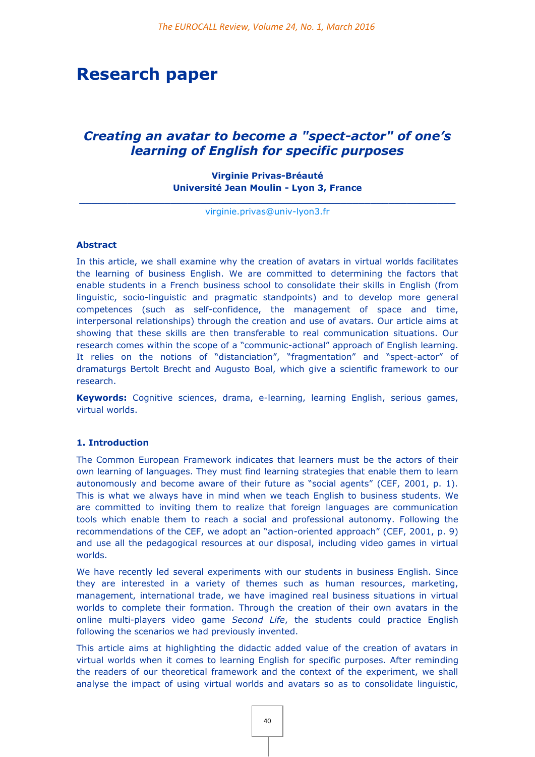# Research paper

## *Creating an avatar to become a "spect-actor" of one's learning of English for specific purposes*

**Virginie Privas-Bréauté**
**Université Jean Moulin - Lyon 3, France**

---

virginie.privas@univ-lyon3.fr

### Abstract

In this article, we shall examine why the creation of avatars in virtual worlds facilitates the learning of business English. We are committed to determining the factors that enable students in a French business school to consolidate their skills in English (from linguistic, socio-linguistic and pragmatic standpoints) and to develop more general competences (such as self-confidence, the management of space and time, interpersonal relationships) through the creation and use of avatars. Our article aims at showing that these skills are then transferable to real communication situations. Our research comes within the scope of a "communic-actional" approach of English learning. It relies on the notions of "distanciation", "fragmentation" and "spect-actor" of dramaturgs Bertolt Brecht and Augusto Boal, which give a scientific framework to our research.

**Keywords:** Cognitive sciences, drama, e-learning, learning English, serious games, virtual worlds.

### 1. Introduction

The Common European Framework indicates that learners must be the actors of their own learning of languages. They must find learning strategies that enable them to learn autonomously and become aware of their future as "social agents" (CEF, 2001, p. 1). This is what we always have in mind when we teach English to business students. We are committed to inviting them to realize that foreign languages are communication tools which enable them to reach a social and professional autonomy. Following the recommendations of the CEF, we adopt an "action-oriented approach" (CEF, 2001, p. 9) and use all the pedagogical resources at our disposal, including video games in virtual worlds.

We have recently led several experiments with our students in business English. Since they are interested in a variety of themes such as human resources, marketing, management, international trade, we have imagined real business situations in virtual worlds to complete their formation. Through the creation of their own avatars in the online multi-players video game *Second Life*, the students could practice English following the scenarios we had previously invented.

This article aims at highlighting the didactic added value of the creation of avatars in virtual worlds when it comes to learning English for specific purposes. After reminding the readers of our theoretical framework and the context of the experiment, we shall analyse the impact of using virtual worlds and avatars so as to consolidate linguistic,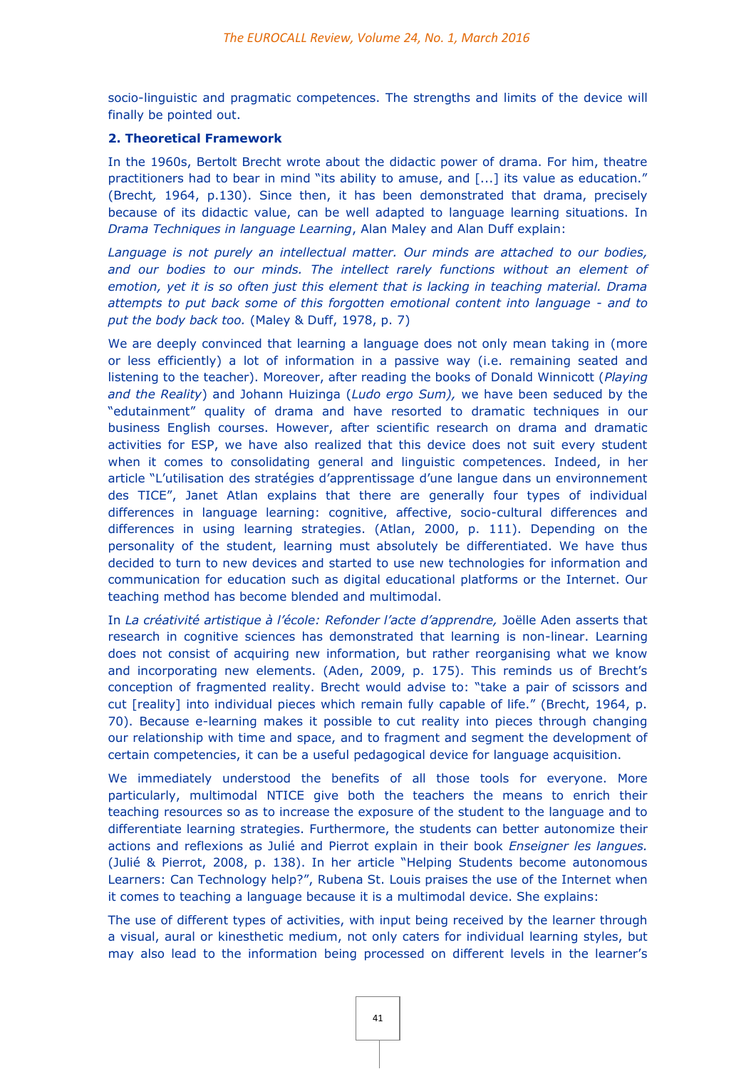socio-linguistic and pragmatic competences. The strengths and limits of the device will finally be pointed out.

## 2. Theoretical Framework

In the 1960s, Bertolt Brecht wrote about the didactic power of drama. For him, theatre practitioners had to bear in mind "its ability to amuse, and [...] its value as education." (Brecht, 1964, p.130). Since then, it has been demonstrated that drama, precisely because of its didactic value, can be well adapted to language learning situations. In *Drama Techniques in language Learning*, Alan Maley and Alan Duff explain:

*Language is not purely an intellectual matter. Our minds are attached to our bodies, and our bodies to our minds. The intellect rarely functions without an element of emotion, yet it is so often just this element that is lacking in teaching material. Drama attempts to put back some of this forgotten emotional content into language - and to put the body back too.* (Maley & Duff, 1978, p. 7)

We are deeply convinced that learning a language does not only mean taking in (more or less efficiently) a lot of information in a passive way (i.e. remaining seated and listening to the teacher). Moreover, after reading the books of Donald Winnicott (*Playing and the Reality*) and Johann Huizinga (*Ludo ergo Sum),* we have been seduced by the "edutainment" quality of drama and have resorted to dramatic techniques in our business English courses. However, after scientific research on drama and dramatic activities for ESP, we have also realized that this device does not suit every student when it comes to consolidating general and linguistic competences. Indeed, in her article "L'utilisation des stratégies d'apprentissage d'une langue dans un environnement des TICE", Janet Atlan explains that there are generally four types of individual differences in language learning: cognitive, affective, socio-cultural differences and differences in using learning strategies. (Atlan, 2000, p. 111). Depending on the personality of the student, learning must absolutely be differentiated. We have thus decided to turn to new devices and started to use new technologies for information and communication for education such as digital educational platforms or the Internet. Our teaching method has become blended and multimodal.

In *La créativité artistique à l'école: Refonder l'acte d'apprendre,* Joëlle Aden asserts that research in cognitive sciences has demonstrated that learning is non-linear. Learning does not consist of acquiring new information, but rather reorganising what we know and incorporating new elements. (Aden, 2009, p. 175). This reminds us of Brecht's conception of fragmented reality. Brecht would advise to: "take a pair of scissors and cut [reality] into individual pieces which remain fully capable of life." (Brecht, 1964, p. 70). Because e-learning makes it possible to cut reality into pieces through changing our relationship with time and space, and to fragment and segment the development of certain competencies, it can be a useful pedagogical device for language acquisition.

We immediately understood the benefits of all those tools for everyone. More particularly, multimodal NTICE give both the teachers the means to enrich their teaching resources so as to increase the exposure of the student to the language and to differentiate learning strategies. Furthermore, the students can better autonomize their actions and reflexions as Julié and Pierrot explain in their book *Enseigner les langues.* (Julié & Pierrot, 2008, p. 138). In her article "Helping Students become autonomous Learners: Can Technology help?", Rubena St. Louis praises the use of the Internet when it comes to teaching a language because it is a multimodal device. She explains:

The use of different types of activities, with input being received by the learner through a visual, aural or kinesthetic medium, not only caters for individual learning styles, but may also lead to the information being processed on different levels in the learner's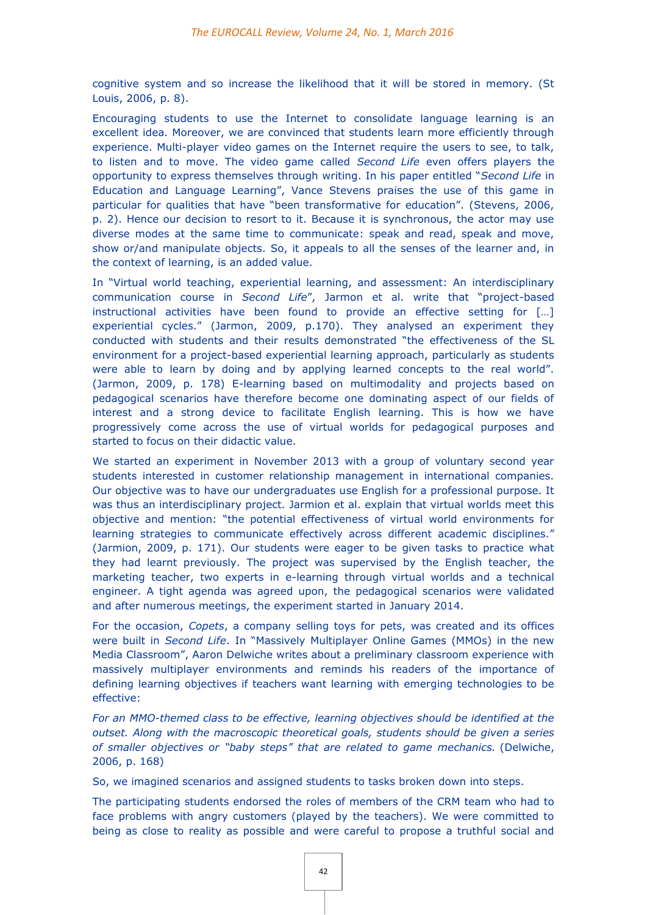cognitive system and so increase the likelihood that it will be stored in memory. (St Louis, 2006, p. 8).

Encouraging students to use the Internet to consolidate language learning is an excellent idea. Moreover, we are convinced that students learn more efficiently through experience. Multi-player video games on the Internet require the users to see, to talk, to listen and to move. The video game called *Second Life* even offers players the opportunity to express themselves through writing. In his paper entitled "*Second Life* in Education and Language Learning", Vance Stevens praises the use of this game in particular for qualities that have "been transformative for education". (Stevens, 2006, p. 2). Hence our decision to resort to it. Because it is synchronous, the actor may use diverse modes at the same time to communicate: speak and read, speak and move, show or/and manipulate objects. So, it appeals to all the senses of the learner and, in the context of learning, is an added value.

In "Virtual world teaching, experiential learning, and assessment: An interdisciplinary communication course in *Second Life*", Jarmon et al. write that "project-based instructional activities have been found to provide an effective setting for […] experiential cycles." (Jarmon, 2009, p.170). They analysed an experiment they conducted with students and their results demonstrated "the effectiveness of the SL environment for a project-based experiential learning approach, particularly as students were able to learn by doing and by applying learned concepts to the real world". (Jarmon, 2009, p. 178) E-learning based on multimodality and projects based on pedagogical scenarios have therefore become one dominating aspect of our fields of interest and a strong device to facilitate English learning. This is how we have progressively come across the use of virtual worlds for pedagogical purposes and started to focus on their didactic value.

We started an experiment in November 2013 with a group of voluntary second year students interested in customer relationship management in international companies. Our objective was to have our undergraduates use English for a professional purpose. It was thus an interdisciplinary project. Jarmion et al. explain that virtual worlds meet this objective and mention: "the potential effectiveness of virtual world environments for learning strategies to communicate effectively across different academic disciplines." (Jarmion, 2009, p. 171). Our students were eager to be given tasks to practice what they had learnt previously. The project was supervised by the English teacher, the marketing teacher, two experts in e-learning through virtual worlds and a technical engineer. A tight agenda was agreed upon, the pedagogical scenarios were validated and after numerous meetings, the experiment started in January 2014.

For the occasion, *Copets*, a company selling toys for pets, was created and its offices were built in *Second Life*. In "Massively Multiplayer Online Games (MMOs) in the new Media Classroom", Aaron Delwiche writes about a preliminary classroom experience with massively multiplayer environments and reminds his readers of the importance of defining learning objectives if teachers want learning with emerging technologies to be effective:

*For an MMO-themed class to be effective, learning objectives should be identified at the outset. Along with the macroscopic theoretical goals, students should be given a series of smaller objectives or "baby steps" that are related to game mechanics.* (Delwiche, 2006, p. 168)

So, we imagined scenarios and assigned students to tasks broken down into steps.

The participating students endorsed the roles of members of the CRM team who had to face problems with angry customers (played by the teachers). We were committed to being as close to reality as possible and were careful to propose a truthful social and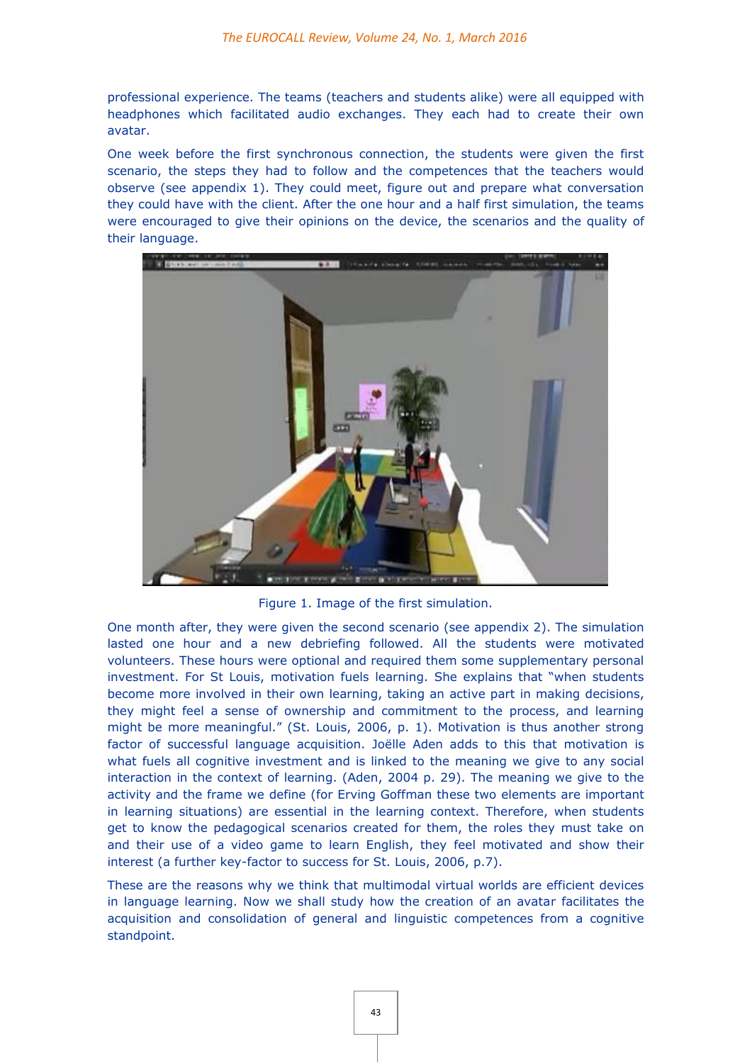professional experience. The teams (teachers and students alike) were all equipped with headphones which facilitated audio exchanges. They each had to create their own avatar.

One week before the first synchronous connection, the students were given the first scenario, the steps they had to follow and the competences that the teachers would observe (see appendix 1). They could meet, figure out and prepare what conversation they could have with the client. After the one hour and a half first simulation, the teams were encouraged to give their opinions on the device, the scenarios and the quality of their language.

Figure 1. Image of the first simulation.

One month after, they were given the second scenario (see appendix 2). The simulation lasted one hour and a new debriefing followed. All the students were motivated volunteers. These hours were optional and required them some supplementary personal investment. For St Louis, motivation fuels learning. She explains that "when students become more involved in their own learning, taking an active part in making decisions, they might feel a sense of ownership and commitment to the process, and learning might be more meaningful." (St. Louis, 2006, p. 1). Motivation is thus another strong factor of successful language acquisition. Joëlle Aden adds to this that motivation is what fuels all cognitive investment and is linked to the meaning we give to any social interaction in the context of learning. (Aden, 2004 p. 29). The meaning we give to the activity and the frame we define (for Erving Goffman these two elements are important in learning situations) are essential in the learning context. Therefore, when students get to know the pedagogical scenarios created for them, the roles they must take on and their use of a video game to learn English, they feel motivated and show their interest (a further key-factor to success for St. Louis, 2006, p.7).

These are the reasons why we think that multimodal virtual worlds are efficient devices in language learning. Now we shall study how the creation of an avatar facilitates the acquisition and consolidation of general and linguistic competences from a cognitive standpoint.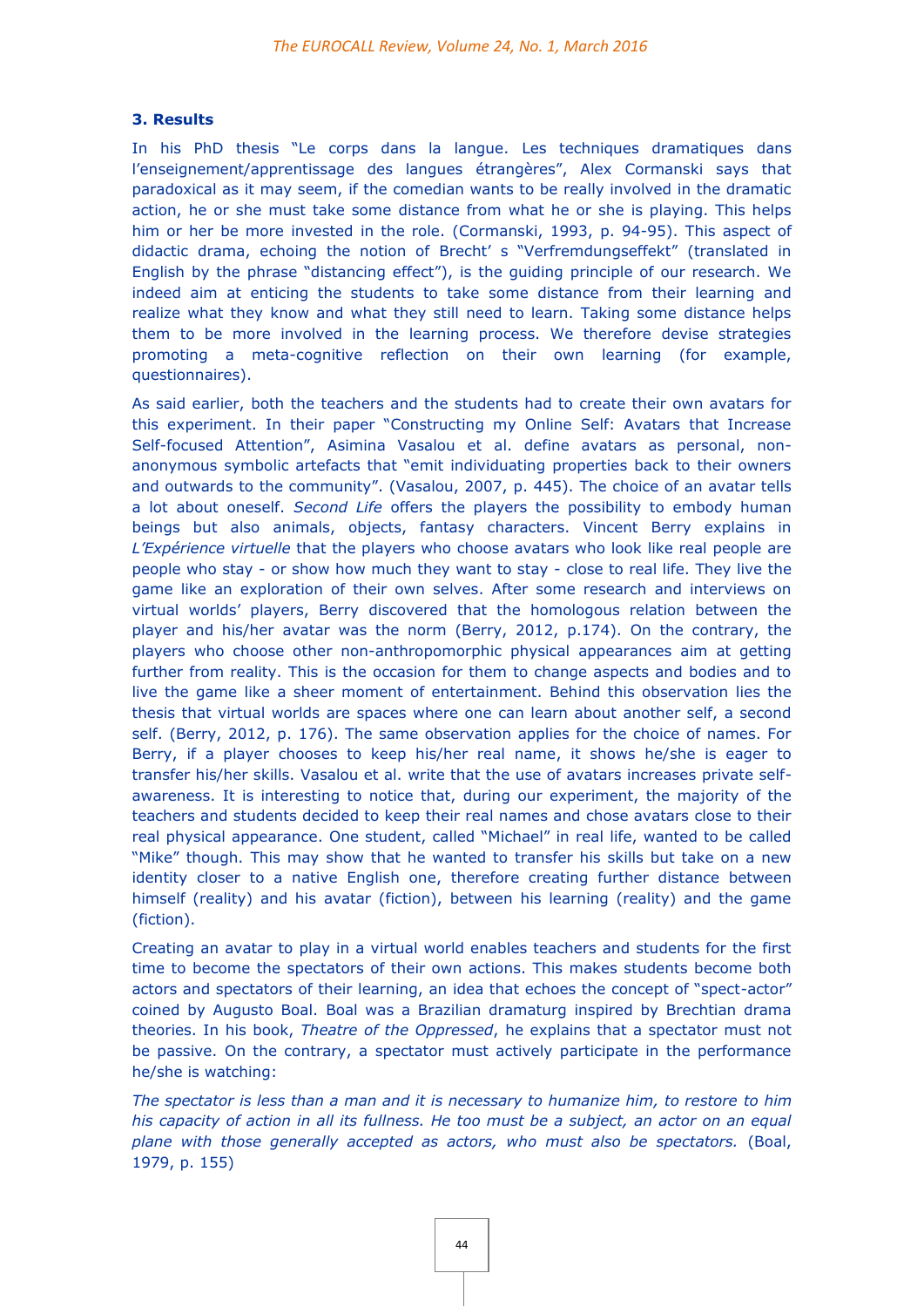### 3. Results

In his PhD thesis "Le corps dans la langue. Les techniques dramatiques dans l'enseignement/apprentissage des langues étrangères", Alex Cormanski says that paradoxical as it may seem, if the comedian wants to be really involved in the dramatic action, he or she must take some distance from what he or she is playing. This helps him or her be more invested in the role. (Cormanski, 1993, p. 94-95). This aspect of didactic drama, echoing the notion of Brecht' s "Verfremdungseffekt" (translated in English by the phrase "distancing effect"), is the guiding principle of our research. We indeed aim at enticing the students to take some distance from their learning and realize what they know and what they still need to learn. Taking some distance helps them to be more involved in the learning process. We therefore devise strategies promoting a meta-cognitive reflection on their own learning (for example, questionnaires).

As said earlier, both the teachers and the students had to create their own avatars for this experiment. In their paper "Constructing my Online Self: Avatars that Increase Self-focused Attention", Asimina Vasalou et al. define avatars as personal, non-anonymous symbolic artefacts that "emit individuating properties back to their owners and outwards to the community". (Vasalou, 2007, p. 445). The choice of an avatar tells a lot about oneself. *Second Life* offers the players the possibility to embody human beings but also animals, objects, fantasy characters. Vincent Berry explains in *L'Expérience virtuelle* that the players who choose avatars who look like real people are people who stay - or show how much they want to stay - close to real life. They live the game like an exploration of their own selves. After some research and interviews on virtual worlds' players, Berry discovered that the homologous relation between the player and his/her avatar was the norm (Berry, 2012, p.174). On the contrary, the players who choose other non-anthropomorphic physical appearances aim at getting further from reality. This is the occasion for them to change aspects and bodies and to live the game like a sheer moment of entertainment. Behind this observation lies the thesis that virtual worlds are spaces where one can learn about another self, a second self. (Berry, 2012, p. 176). The same observation applies for the choice of names. For Berry, if a player chooses to keep his/her real name, it shows he/she is eager to transfer his/her skills. Vasalou et al. write that the use of avatars increases private self-awareness. It is interesting to notice that, during our experiment, the majority of the teachers and students decided to keep their real names and chose avatars close to their real physical appearance. One student, called "Michael" in real life, wanted to be called "Mike" though. This may show that he wanted to transfer his skills but take on a new identity closer to a native English one, therefore creating further distance between himself (reality) and his avatar (fiction), between his learning (reality) and the game (fiction).

Creating an avatar to play in a virtual world enables teachers and students for the first time to become the spectators of their own actions. This makes students become both actors and spectators of their learning, an idea that echoes the concept of "spect-actor" coined by Augusto Boal. Boal was a Brazilian dramaturg inspired by Brechtian drama theories. In his book, *Theatre of the Oppressed*, he explains that a spectator must not be passive. On the contrary, a spectator must actively participate in the performance he/she is watching:

*The spectator is less than a man and it is necessary to humanize him, to restore to him his capacity of action in all its fullness. He too must be a subject, an actor on an equal plane with those generally accepted as actors, who must also be spectators.* (Boal, 1979, p. 155)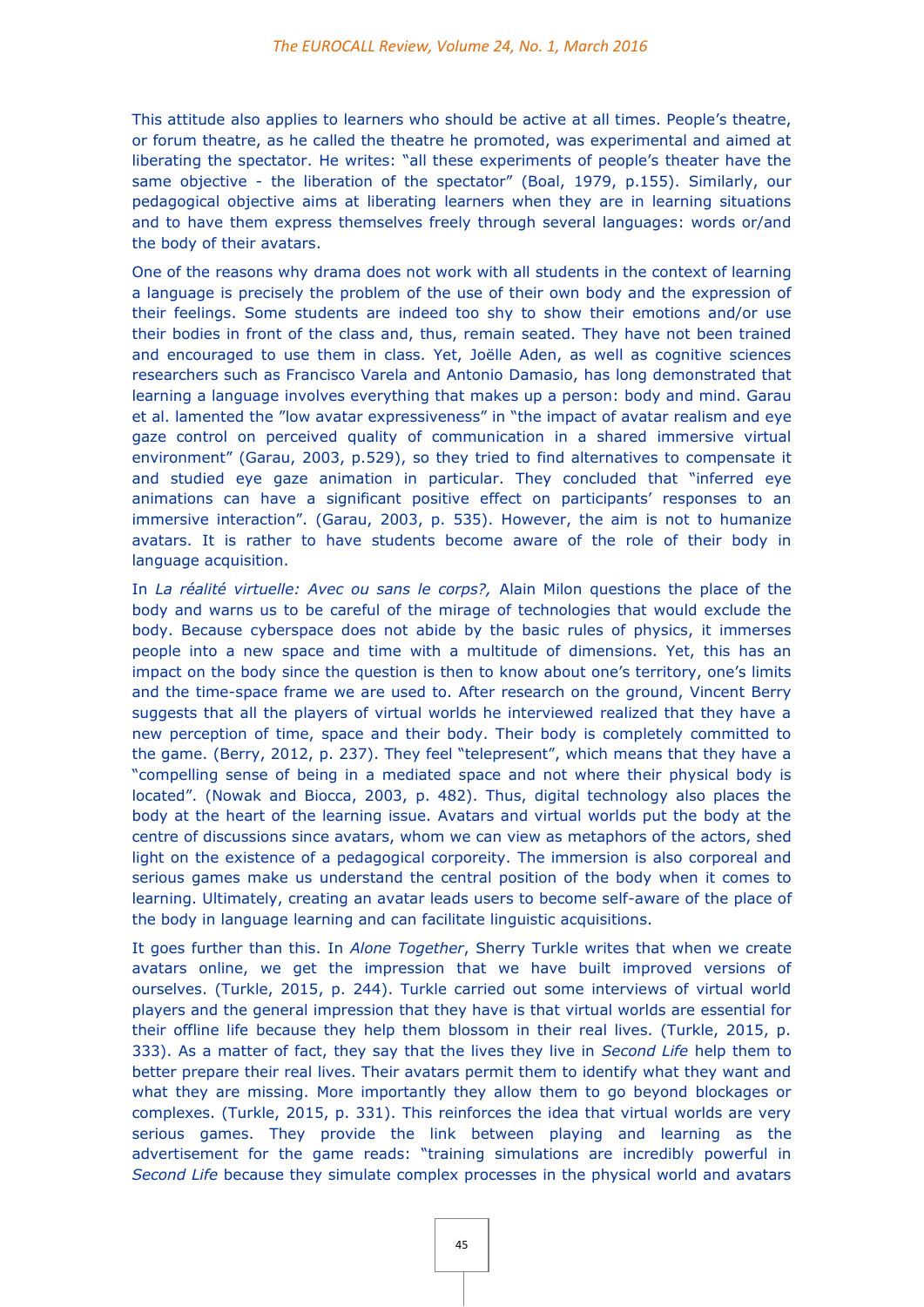This attitude also applies to learners who should be active at all times. People's theatre, or forum theatre, as he called the theatre he promoted, was experimental and aimed at liberating the spectator. He writes: "all these experiments of people's theater have the same objective - the liberation of the spectator" (Boal, 1979, p.155). Similarly, our pedagogical objective aims at liberating learners when they are in learning situations and to have them express themselves freely through several languages: words or/and the body of their avatars.

One of the reasons why drama does not work with all students in the context of learning a language is precisely the problem of the use of their own body and the expression of their feelings. Some students are indeed too shy to show their emotions and/or use their bodies in front of the class and, thus, remain seated. They have not been trained and encouraged to use them in class. Yet, Joëlle Aden, as well as cognitive sciences researchers such as Francisco Varela and Antonio Damasio, has long demonstrated that learning a language involves everything that makes up a person: body and mind. Garau et al. lamented the "low avatar expressiveness" in "the impact of avatar realism and eye gaze control on perceived quality of communication in a shared immersive virtual environment" (Garau, 2003, p.529), so they tried to find alternatives to compensate it and studied eye gaze animation in particular. They concluded that "inferred eye animations can have a significant positive effect on participants' responses to an immersive interaction". (Garau, 2003, p. 535). However, the aim is not to humanize avatars. It is rather to have students become aware of the role of their body in language acquisition.

In *La réalité virtuelle: Avec ou sans le corps?,* Alain Milon questions the place of the body and warns us to be careful of the mirage of technologies that would exclude the body. Because cyberspace does not abide by the basic rules of physics, it immerses people into a new space and time with a multitude of dimensions. Yet, this has an impact on the body since the question is then to know about one's territory, one's limits and the time-space frame we are used to. After research on the ground, Vincent Berry suggests that all the players of virtual worlds he interviewed realized that they have a new perception of time, space and their body. Their body is completely committed to the game. (Berry, 2012, p. 237). They feel "telepresent", which means that they have a "compelling sense of being in a mediated space and not where their physical body is located". (Nowak and Biocca, 2003, p. 482). Thus, digital technology also places the body at the heart of the learning issue. Avatars and virtual worlds put the body at the centre of discussions since avatars, whom we can view as metaphors of the actors, shed light on the existence of a pedagogical corporeity. The immersion is also corporeal and serious games make us understand the central position of the body when it comes to learning. Ultimately, creating an avatar leads users to become self-aware of the place of the body in language learning and can facilitate linguistic acquisitions.

It goes further than this. In *Alone Together*, Sherry Turkle writes that when we create avatars online, we get the impression that we have built improved versions of ourselves. (Turkle, 2015, p. 244). Turkle carried out some interviews of virtual world players and the general impression that they have is that virtual worlds are essential for their offline life because they help them blossom in their real lives. (Turkle, 2015, p. 333). As a matter of fact, they say that the lives they live in *Second Life* help them to better prepare their real lives. Their avatars permit them to identify what they want and what they are missing. More importantly they allow them to go beyond blockages or complexes. (Turkle, 2015, p. 331). This reinforces the idea that virtual worlds are very serious games. They provide the link between playing and learning as the advertisement for the game reads: "training simulations are incredibly powerful in *Second Life* because they simulate complex processes in the physical world and avatars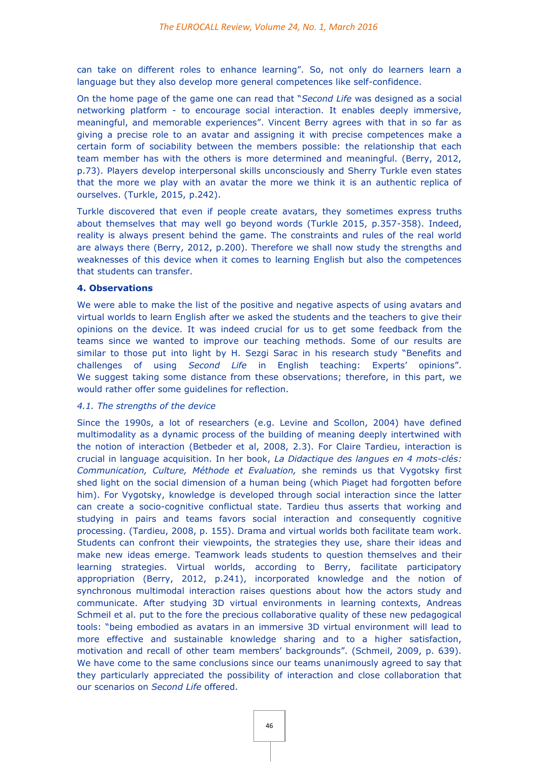can take on different roles to enhance learning". So, not only do learners learn a language but they also develop more general competences like self-confidence.

On the home page of the game one can read that "*Second Life* was designed as a social networking platform - to encourage social interaction. It enables deeply immersive, meaningful, and memorable experiences". Vincent Berry agrees with that in so far as giving a precise role to an avatar and assigning it with precise competences make a certain form of sociability between the members possible: the relationship that each team member has with the others is more determined and meaningful. (Berry, 2012, p.73). Players develop interpersonal skills unconsciously and Sherry Turkle even states that the more we play with an avatar the more we think it is an authentic replica of ourselves. (Turkle, 2015, p.242).

Turkle discovered that even if people create avatars, they sometimes express truths about themselves that may well go beyond words (Turkle 2015, p.357-358). Indeed, reality is always present behind the game. The constraints and rules of the real world are always there (Berry, 2012, p.200). Therefore we shall now study the strengths and weaknesses of this device when it comes to learning English but also the competences that students can transfer.

## 4. Observations

We were able to make the list of the positive and negative aspects of using avatars and virtual worlds to learn English after we asked the students and the teachers to give their opinions on the device. It was indeed crucial for us to get some feedback from the teams since we wanted to improve our teaching methods. Some of our results are similar to those put into light by H. Sezgi Sarac in his research study "Benefits and challenges of using *Second Life* in English teaching: Experts' opinions". We suggest taking some distance from these observations; therefore, in this part, we would rather offer some guidelines for reflection.

### *4.1. The strengths of the device*

Since the 1990s, a lot of researchers (e.g. Levine and Scollon, 2004) have defined multimodality as a dynamic process of the building of meaning deeply intertwined with the notion of interaction (Betbeder et al, 2008, 2.3). For Claire Tardieu, interaction is crucial in language acquisition. In her book, *La Didactique des langues en 4 mots-clés: Communication, Culture, Méthode et Evaluation,* she reminds us that Vygotsky first shed light on the social dimension of a human being (which Piaget had forgotten before him). For Vygotsky, knowledge is developed through social interaction since the latter can create a socio-cognitive conflictual state. Tardieu thus asserts that working and studying in pairs and teams favors social interaction and consequently cognitive processing. (Tardieu, 2008, p. 155). Drama and virtual worlds both facilitate team work. Students can confront their viewpoints, the strategies they use, share their ideas and make new ideas emerge. Teamwork leads students to question themselves and their learning strategies. Virtual worlds, according to Berry, facilitate participatory appropriation (Berry, 2012, p.241), incorporated knowledge and the notion of synchronous multimodal interaction raises questions about how the actors study and communicate. After studying 3D virtual environments in learning contexts, Andreas Schmeil et al. put to the fore the precious collaborative quality of these new pedagogical tools: "being embodied as avatars in an immersive 3D virtual environment will lead to more effective and sustainable knowledge sharing and to a higher satisfaction, motivation and recall of other team members' backgrounds". (Schmeil, 2009, p. 639). We have come to the same conclusions since our teams unanimously agreed to say that they particularly appreciated the possibility of interaction and close collaboration that our scenarios on *Second Life* offered.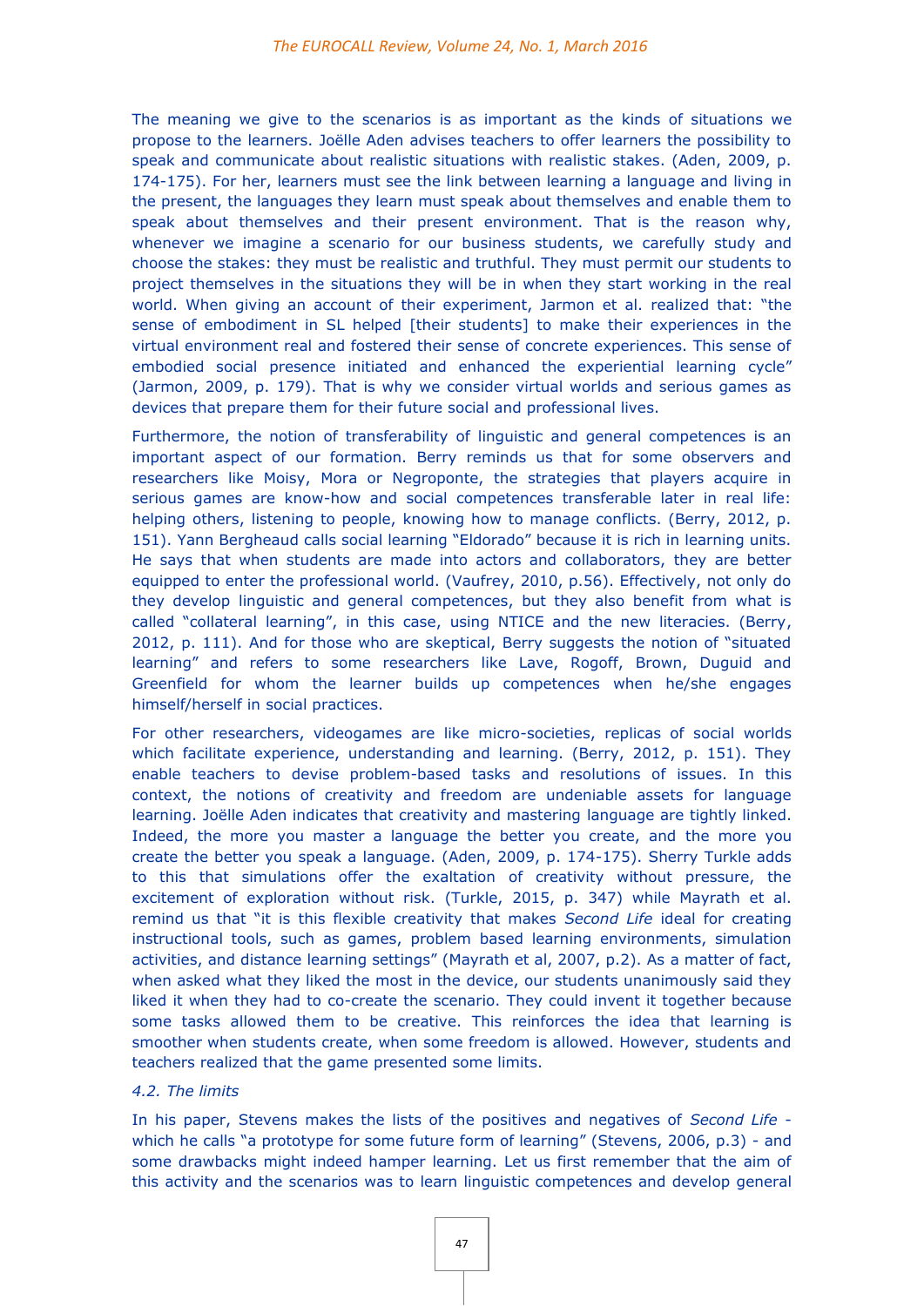The meaning we give to the scenarios is as important as the kinds of situations we propose to the learners. Joëlle Aden advises teachers to offer learners the possibility to speak and communicate about realistic situations with realistic stakes. (Aden, 2009, p. 174-175). For her, learners must see the link between learning a language and living in the present, the languages they learn must speak about themselves and enable them to speak about themselves and their present environment. That is the reason why, whenever we imagine a scenario for our business students, we carefully study and choose the stakes: they must be realistic and truthful. They must permit our students to project themselves in the situations they will be in when they start working in the real world. When giving an account of their experiment, Jarmon et al. realized that: "the sense of embodiment in SL helped [their students] to make their experiences in the virtual environment real and fostered their sense of concrete experiences. This sense of embodied social presence initiated and enhanced the experiential learning cycle" (Jarmon, 2009, p. 179). That is why we consider virtual worlds and serious games as devices that prepare them for their future social and professional lives.

Furthermore, the notion of transferability of linguistic and general competences is an important aspect of our formation. Berry reminds us that for some observers and researchers like Moisy, Mora or Negroponte, the strategies that players acquire in serious games are know-how and social competences transferable later in real life: helping others, listening to people, knowing how to manage conflicts. (Berry, 2012, p. 151). Yann Bergheaud calls social learning "Eldorado" because it is rich in learning units. He says that when students are made into actors and collaborators, they are better equipped to enter the professional world. (Vaufrey, 2010, p.56). Effectively, not only do they develop linguistic and general competences, but they also benefit from what is called "collateral learning", in this case, using NTICE and the new literacies. (Berry, 2012, p. 111). And for those who are skeptical, Berry suggests the notion of "situated learning" and refers to some researchers like Lave, Rogoff, Brown, Duguid and Greenfield for whom the learner builds up competences when he/she engages himself/herself in social practices.

For other researchers, videogames are like micro-societies, replicas of social worlds which facilitate experience, understanding and learning. (Berry, 2012, p. 151). They enable teachers to devise problem-based tasks and resolutions of issues. In this context, the notions of creativity and freedom are undeniable assets for language learning. Joëlle Aden indicates that creativity and mastering language are tightly linked. Indeed, the more you master a language the better you create, and the more you create the better you speak a language. (Aden, 2009, p. 174-175). Sherry Turkle adds to this that simulations offer the exaltation of creativity without pressure, the excitement of exploration without risk. (Turkle, 2015, p. 347) while Mayrath et al. remind us that "it is this flexible creativity that makes *Second Life* ideal for creating instructional tools, such as games, problem based learning environments, simulation activities, and distance learning settings" (Mayrath et al, 2007, p.2). As a matter of fact, when asked what they liked the most in the device, our students unanimously said they liked it when they had to co-create the scenario. They could invent it together because some tasks allowed them to be creative. This reinforces the idea that learning is smoother when students create, when some freedom is allowed. However, students and teachers realized that the game presented some limits.

*4.2. The limits*

In his paper, Stevens makes the lists of the positives and negatives of *Second Life* - which he calls "a prototype for some future form of learning" (Stevens, 2006, p.3) - and some drawbacks might indeed hamper learning. Let us first remember that the aim of this activity and the scenarios was to learn linguistic competences and develop general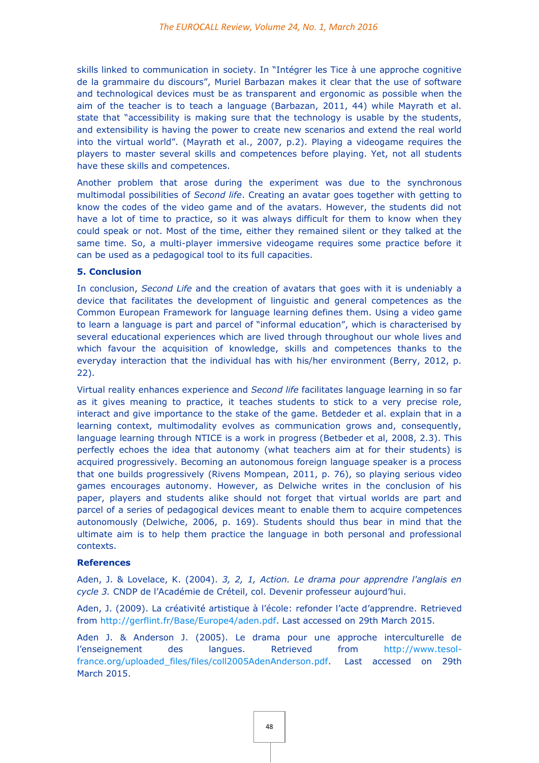skills linked to communication in society. In "Intégrer les Tice à une approche cognitive de la grammaire du discours", Muriel Barbazan makes it clear that the use of software and technological devices must be as transparent and ergonomic as possible when the aim of the teacher is to teach a language (Barbazan, 2011, 44) while Mayrath et al. state that "accessibility is making sure that the technology is usable by the students, and extensibility is having the power to create new scenarios and extend the real world into the virtual world". (Mayrath et al., 2007, p.2). Playing a videogame requires the players to master several skills and competences before playing. Yet, not all students have these skills and competences.

Another problem that arose during the experiment was due to the synchronous multimodal possibilities of *Second life*. Creating an avatar goes together with getting to know the codes of the video game and of the avatars. However, the students did not have a lot of time to practice, so it was always difficult for them to know when they could speak or not. Most of the time, either they remained silent or they talked at the same time. So, a multi-player immersive videogame requires some practice before it can be used as a pedagogical tool to its full capacities.

## 5. Conclusion

In conclusion, *Second Life* and the creation of avatars that goes with it is undeniably a device that facilitates the development of linguistic and general competences as the Common European Framework for language learning defines them. Using a video game to learn a language is part and parcel of "informal education", which is characterised by several educational experiences which are lived through throughout our whole lives and which favour the acquisition of knowledge, skills and competences thanks to the everyday interaction that the individual has with his/her environment (Berry, 2012, p. 22).

Virtual reality enhances experience and *Second life* facilitates language learning in so far as it gives meaning to practice, it teaches students to stick to a very precise role, interact and give importance to the stake of the game. Betdeder et al. explain that in a learning context, multimodality evolves as communication grows and, consequently, language learning through NTICE is a work in progress (Betbeder et al, 2008, 2.3). This perfectly echoes the idea that autonomy (what teachers aim at for their students) is acquired progressively. Becoming an autonomous foreign language speaker is a process that one builds progressively (Rivens Mompean, 2011, p. 76), so playing serious video games encourages autonomy. However, as Delwiche writes in the conclusion of his paper, players and students alike should not forget that virtual worlds are part and parcel of a series of pedagogical devices meant to enable them to acquire competences autonomously (Delwiche, 2006, p. 169). Students should thus bear in mind that the ultimate aim is to help them practice the language in both personal and professional contexts.

## References

Aden, J. & Lovelace, K. (2004). *3, 2, 1, Action. Le drama pour apprendre l'anglais en cycle 3.* CNDP de l'Académie de Créteil, col. Devenir professeur aujourd'hui.

Aden, J. (2009). La créativité artistique à l'école: refonder l'acte d'apprendre. Retrieved from http://gerflint.fr/Base/Europe4/aden.pdf. Last accessed on 29th March 2015.

Aden J. & Anderson J. (2005). Le drama pour une approche interculturelle de l'enseignement des langues. Retrieved from http://www.tesol-france.org/uploaded_files/files/coll2005AdenAnderson.pdf. Last accessed on 29th March 2015.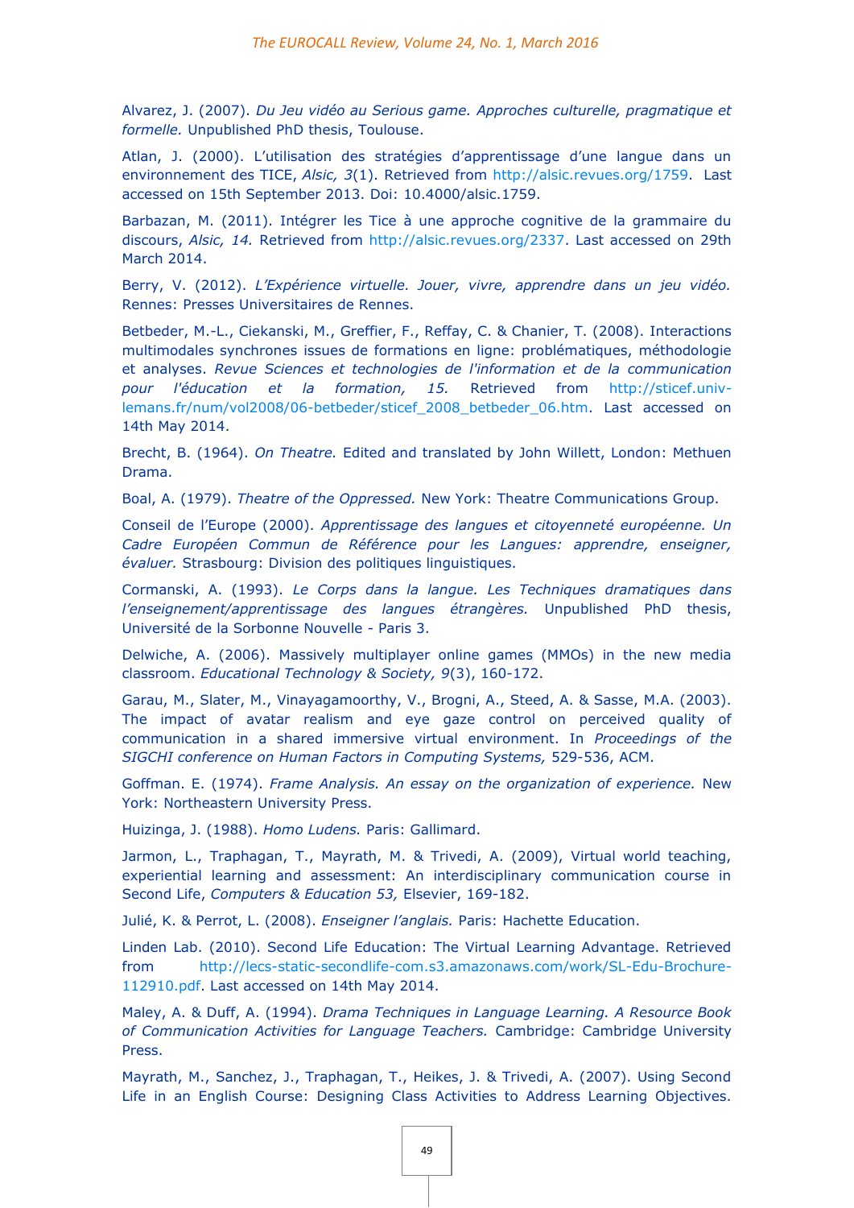Alvarez, J. (2007). *Du Jeu vidéo au Serious game. Approches culturelle, pragmatique et formelle.* Unpublished PhD thesis, Toulouse.

Atlan, J. (2000). L'utilisation des stratégies d'apprentissage d'une langue dans un environnement des TICE, *Alsic, 3*(1). Retrieved from http://alsic.revues.org/1759. Last accessed on 15th September 2013. Doi: 10.4000/alsic.1759.

Barbazan, M. (2011). Intégrer les Tice à une approche cognitive de la grammaire du discours, *Alsic, 14.* Retrieved from http://alsic.revues.org/2337. Last accessed on 29th March 2014.

Berry, V. (2012). *L'Expérience virtuelle. Jouer, vivre, apprendre dans un jeu vidéo.* Rennes: Presses Universitaires de Rennes.

Betbeder, M.-L., Ciekanski, M., Greffier, F., Reffay, C. & Chanier, T. (2008). Interactions multimodales synchrones issues de formations en ligne: problématiques, méthodologie et analyses. *Revue Sciences et technologies de l'information et de la communication pour l'éducation et la formation, 15.* Retrieved from http://sticef.univ-lemans.fr/num/vol2008/06-betbeder/sticef_2008_betbeder_06.htm. Last accessed on 14th May 2014.

Brecht, B. (1964). *On Theatre.* Edited and translated by John Willett, London: Methuen Drama.

Boal, A. (1979). *Theatre of the Oppressed.* New York: Theatre Communications Group.

Conseil de l'Europe (2000). *Apprentissage des langues et citoyenneté européenne. Un Cadre Européen Commun de Référence pour les Langues: apprendre, enseigner, évaluer.* Strasbourg: Division des politiques linguistiques.

Cormanski, A. (1993). *Le Corps dans la langue. Les Techniques dramatiques dans l'enseignement/apprentissage des langues étrangères.* Unpublished PhD thesis, Université de la Sorbonne Nouvelle - Paris 3.

Delwiche, A. (2006). Massively multiplayer online games (MMOs) in the new media classroom. *Educational Technology & Society, 9*(3), 160-172.

Garau, M., Slater, M., Vinayagamoorthy, V., Brogni, A., Steed, A. & Sasse, M.A. (2003). The impact of avatar realism and eye gaze control on perceived quality of communication in a shared immersive virtual environment. In *Proceedings of the SIGCHI conference on Human Factors in Computing Systems,* 529-536, ACM.

Goffman. E. (1974). *Frame Analysis. An essay on the organization of experience.* New York: Northeastern University Press.

Huizinga, J. (1988). *Homo Ludens.* Paris: Gallimard.

Jarmon, L., Traphagan, T., Mayrath, M. & Trivedi, A. (2009), Virtual world teaching, experiential learning and assessment: An interdisciplinary communication course in Second Life, *Computers & Education 53,* Elsevier, 169-182.

Julié, K. & Perrot, L. (2008). *Enseigner l'anglais.* Paris: Hachette Education.

Linden Lab. (2010). Second Life Education: The Virtual Learning Advantage. Retrieved from http://lecs-static-secondlife-com.s3.amazonaws.com/work/SL-Edu-Brochure-112910.pdf. Last accessed on 14th May 2014.

Maley, A. & Duff, A. (1994). *Drama Techniques in Language Learning. A Resource Book of Communication Activities for Language Teachers.* Cambridge: Cambridge University Press.

Mayrath, M., Sanchez, J., Traphagan, T., Heikes, J. & Trivedi, A. (2007). Using Second Life in an English Course: Designing Class Activities to Address Learning Objectives.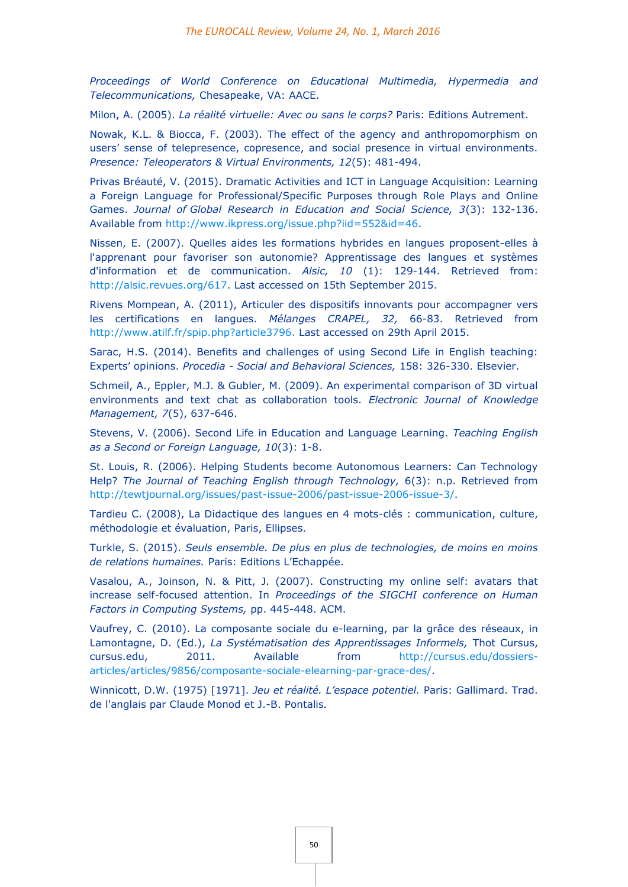*Proceedings of World Conference on Educational Multimedia, Hypermedia and Telecommunications,* Chesapeake, VA: AACE.

Milon, A. (2005). *La réalité virtuelle: Avec ou sans le corps?* Paris: Editions Autrement.

Nowak, K.L. & Biocca, F. (2003). The effect of the agency and anthropomorphism on users' sense of telepresence, copresence, and social presence in virtual environments. *Presence: Teleoperators & Virtual Environments, 12*(5): 481-494.

Privas Bréauté, V. (2015). Dramatic Activities and ICT in Language Acquisition: Learning a Foreign Language for Professional/Specific Purposes through Role Plays and Online Games. *Journal of Global Research in Education and Social Science, 3*(3): 132-136. Available from http://www.ikpress.org/issue.php?iid=552&id=46.

Nissen, E. (2007). Quelles aides les formations hybrides en langues proposent-elles à l'apprenant pour favoriser son autonomie? Apprentissage des langues et systèmes d'information et de communication. *Alsic, 10* (1): 129-144. Retrieved from: http://alsic.revues.org/617. Last accessed on 15th September 2015.

Rivens Mompean, A. (2011), Articuler des dispositifs innovants pour accompagner vers les certifications en langues. *Mélanges CRAPEL, 32,* 66-83. Retrieved from http://www.atilf.fr/spip.php?article3796. Last accessed on 29th April 2015.

Sarac, H.S. (2014). Benefits and challenges of using Second Life in English teaching: Experts' opinions. *Procedia - Social and Behavioral Sciences,* 158: 326-330. Elsevier.

Schmeil, A., Eppler, M.J. & Gubler, M. (2009). An experimental comparison of 3D virtual environments and text chat as collaboration tools. *Electronic Journal of Knowledge Management, 7*(5), 637-646.

Stevens, V. (2006). Second Life in Education and Language Learning. *Teaching English as a Second or Foreign Language, 10*(3): 1-8.

St. Louis, R. (2006). Helping Students become Autonomous Learners: Can Technology Help? *The Journal of Teaching English through Technology,* 6(3): n.p. Retrieved from http://tewtjournal.org/issues/past-issue-2006/past-issue-2006-issue-3/.

Tardieu C. (2008), La Didactique des langues en 4 mots-clés : communication, culture, méthodologie et évaluation, Paris, Ellipses.

Turkle, S. (2015). *Seuls ensemble. De plus en plus de technologies, de moins en moins de relations humaines.* Paris: Editions L'Echappée.

Vasalou, A., Joinson, N. & Pitt, J. (2007). Constructing my online self: avatars that increase self-focused attention. In *Proceedings of the SIGCHI conference on Human Factors in Computing Systems,* pp. 445-448. ACM.

Vaufrey, C. (2010). La composante sociale du e-learning, par la grâce des réseaux, in Lamontagne, D. (Ed.), *La Systématisation des Apprentissages Informels,* Thot Cursus, cursus.edu, 2011. Available from http://cursus.edu/dossiers-articles/articles/9856/composante-sociale-elearning-par-grace-des/.

Winnicott, D.W. (1975) [1971]. *Jeu et réalité. L'espace potentiel.* Paris: Gallimard. Trad. de l'anglais par Claude Monod et J.-B. Pontalis.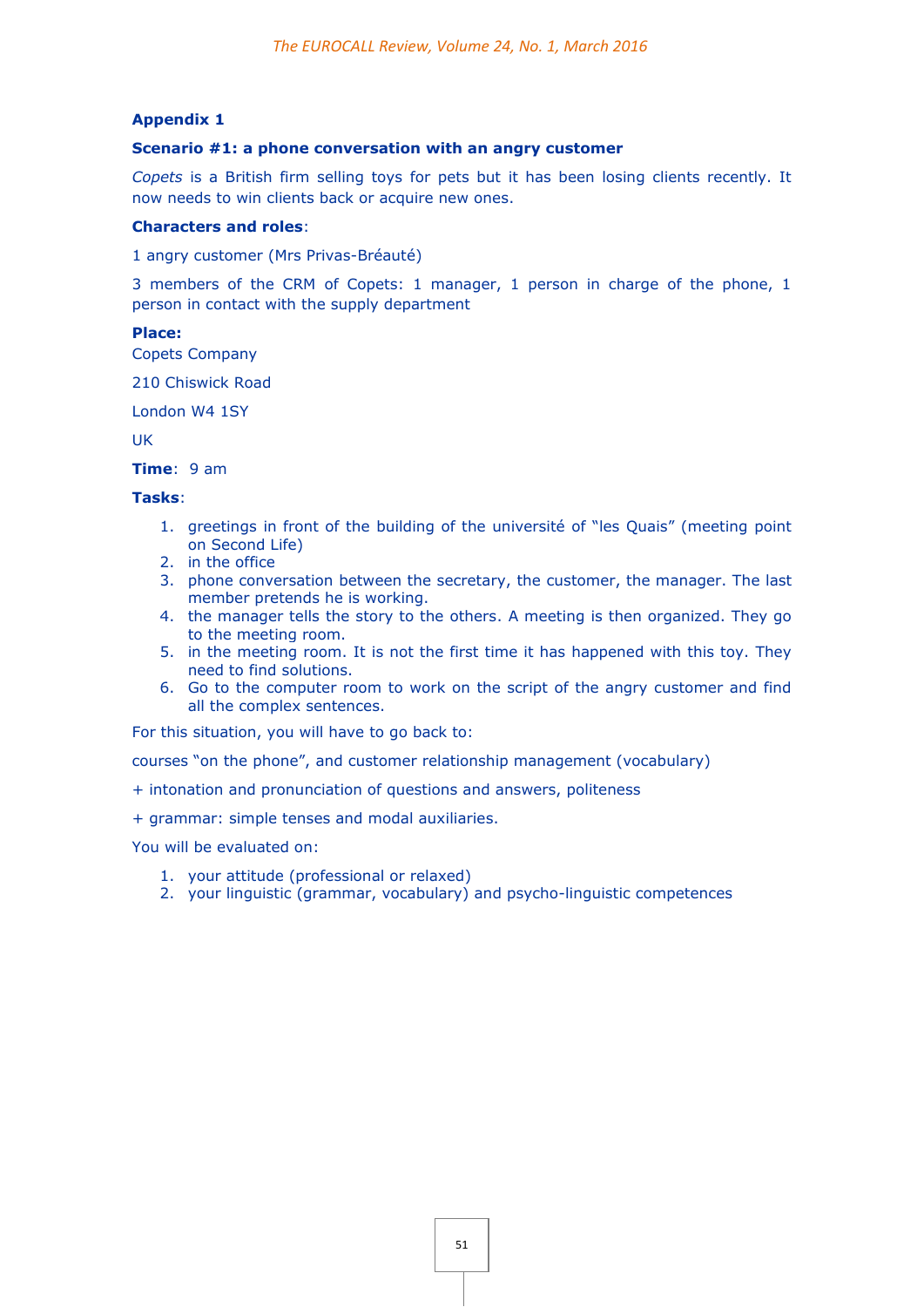## Appendix 1

### Scenario #1: a phone conversation with an angry customer

*Copets* is a British firm selling toys for pets but it has been losing clients recently. It now needs to win clients back or acquire new ones.

**Characters and roles**:

1 angry customer (Mrs Privas-Bréauté)

3 members of the CRM of Copets: 1 manager, 1 person in charge of the phone, 1 person in contact with the supply department

**Place:**

Copets Company

210 Chiswick Road

London W4 1SY

UK

**Time**: 9 am

**Tasks**:

1. greetings in front of the building of the université of "les Quais" (meeting point on Second Life)
2. in the office
3. phone conversation between the secretary, the customer, the manager. The last member pretends he is working.
4. the manager tells the story to the others. A meeting is then organized. They go to the meeting room.
5. in the meeting room. It is not the first time it has happened with this toy. They need to find solutions.
6. Go to the computer room to work on the script of the angry customer and find all the complex sentences.

For this situation, you will have to go back to:

courses "on the phone", and customer relationship management (vocabulary)

+ intonation and pronunciation of questions and answers, politeness

+ grammar: simple tenses and modal auxiliaries.

You will be evaluated on:

1. your attitude (professional or relaxed)
2. your linguistic (grammar, vocabulary) and psycho-linguistic competences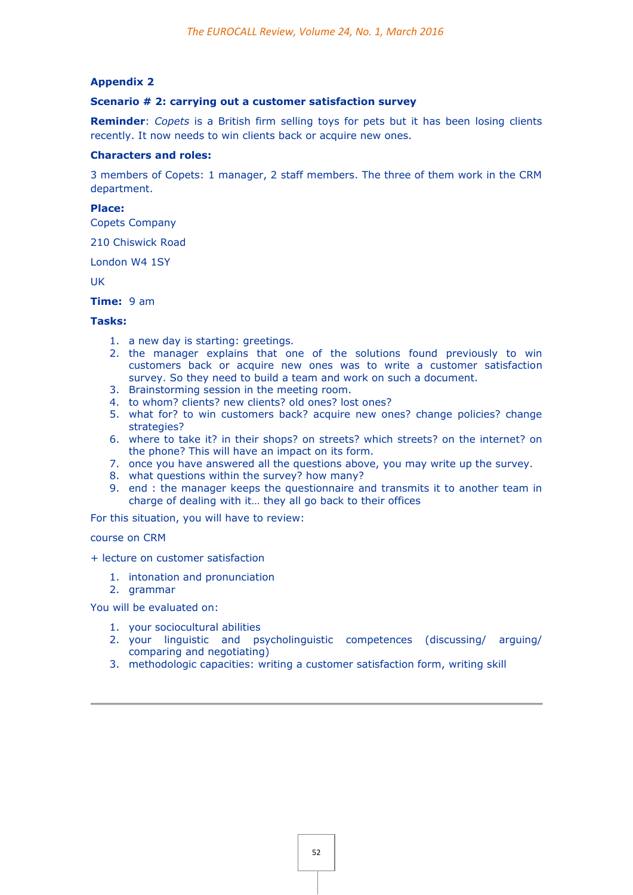## Appendix 2

### Scenario # 2: carrying out a customer satisfaction survey

**Reminder**: *Copets* is a British firm selling toys for pets but it has been losing clients recently. It now needs to win clients back or acquire new ones.

**Characters and roles:**

3 members of Copets: 1 manager, 2 staff members. The three of them work in the CRM department.

**Place:**

Copets Company

210 Chiswick Road

London W4 1SY

UK

**Time:** 9 am

**Tasks:**

1. a new day is starting: greetings.
2. the manager explains that one of the solutions found previously to win customers back or acquire new ones was to write a customer satisfaction survey. So they need to build a team and work on such a document.
3. Brainstorming session in the meeting room.
4. to whom? clients? new clients? old ones? lost ones?
5. what for? to win customers back? acquire new ones? change policies? change strategies?
6. where to take it? in their shops? on streets? which streets? on the internet? on the phone? This will have an impact on its form.
7. once you have answered all the questions above, you may write up the survey.
8. what questions within the survey? how many?
9. end : the manager keeps the questionnaire and transmits it to another team in charge of dealing with it… they all go back to their offices

For this situation, you will have to review:

course on CRM

+ lecture on customer satisfaction

1. intonation and pronunciation
2. grammar

You will be evaluated on:

1. your sociocultural abilities
2. your linguistic and psycholinguistic competences (discussing/ arguing/ comparing and negotiating)
3. methodologic capacities: writing a customer satisfaction form, writing skill